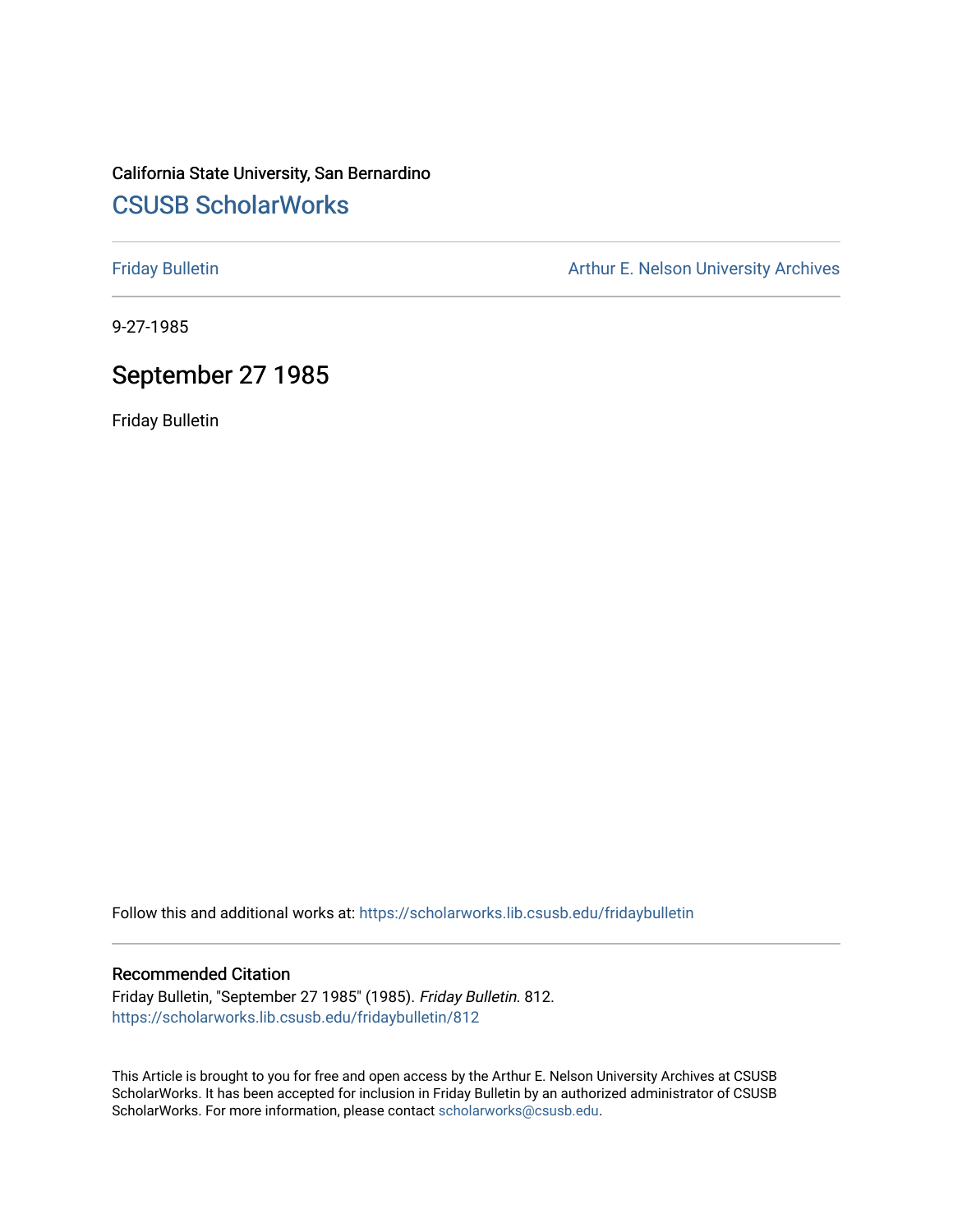California State University, San Bernardino

## CSUSB ScholarWorks

Friday Bulletin

Arthur E. Nelson University Archives

9-27-1985

# September 27 1985

Friday Bulletin

Follow this and additional works at: https://scholarworks.lib.csusb.edu/fridaybulletin

### Recommended Citation

Friday Bulletin, "September 27 1985" (1985). *Friday Bulletin*. 812.
https://scholarworks.lib.csusb.edu/fridaybulletin/812

This Article is brought to you for free and open access by the Arthur E. Nelson University Archives at CSUSB ScholarWorks. It has been accepted for inclusion in Friday Bulletin by an authorized administrator of CSUSB ScholarWorks. For more information, please contact scholarworks@csusb.edu.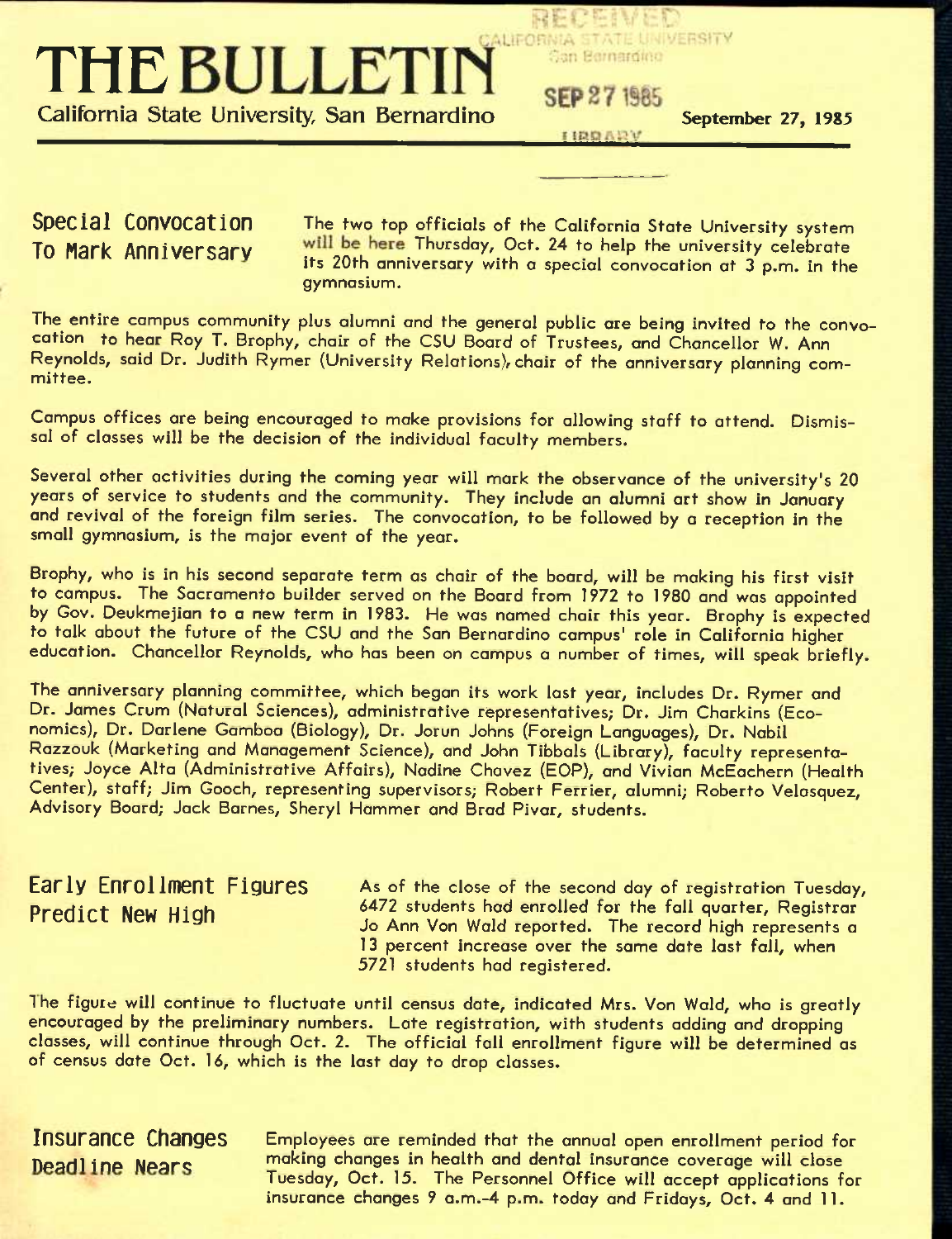# THE BULLETIN

California State University, San Bernardino

September 27, 1985

## Special Convocation To Mark Anniversary

The two top officials of the California State University system will be here Thursday, Oct. 24 to help the university celebrate its 20th anniversary with a special convocation at 3 p.m. in the gymnasium.

The entire campus community plus alumni and the general public are being invited to the convocation to hear Roy T. Brophy, chair of the CSU Board of Trustees, and Chancellor W. Ann Reynolds, said Dr. Judith Rymer (University Relations), chair of the anniversary planning committee.

Campus offices are being encouraged to make provisions for allowing staff to attend. Dismissal of classes will be the decision of the individual faculty members.

Several other activities during the coming year will mark the observance of the university's 20 years of service to students and the community. They include an alumni art show in January and revival of the foreign film series. The convocation, to be followed by a reception in the small gymnasium, is the major event of the year.

Brophy, who is in his second separate term as chair of the board, will be making his first visit to campus. The Sacramento builder served on the Board from 1972 to 1980 and was appointed by Gov. Deukmejian to a new term in 1983. He was named chair this year. Brophy is expected to talk about the future of the CSU and the San Bernardino campus' role in California higher education. Chancellor Reynolds, who has been on campus a number of times, will speak briefly.

The anniversary planning committee, which began its work last year, includes Dr. Rymer and Dr. James Crum (Natural Sciences), administrative representatives; Dr. Jim Charkins (Economics), Dr. Darlene Gamboa (Biology), Dr. Jorun Johns (Foreign Languages), Dr. Nabil Razzouk (Marketing and Management Science), and John Tibbals (Library), faculty representatives; Joyce Alta (Administrative Affairs), Nadine Chavez (EOP), and Vivian McEachern (Health Center), staff; Jim Gooch, representing supervisors; Robert Ferrier, alumni; Roberto Velasquez, Advisory Board; Jack Barnes, Sheryl Hammer and Brad Pivar, students.

## Early Enrollment Figures Predict New High

As of the close of the second day of registration Tuesday, 6472 students had enrolled for the fall quarter, Registrar Jo Ann Von Wald reported. The record high represents a 13 percent increase over the same date last fall, when 5721 students had registered.

The figure will continue to fluctuate until census date, indicated Mrs. Von Wald, who is greatly encouraged by the preliminary numbers. Late registration, with students adding and dropping classes, will continue through Oct. 2. The official fall enrollment figure will be determined as of census date Oct. 16, which is the last day to drop classes.

## Insurance Changes Deadline Nears

Employees are reminded that the annual open enrollment period for making changes in health and dental insurance coverage will close Tuesday, Oct. 15. The Personnel Office will accept applications for insurance changes 9 a.m.-4 p.m. today and Fridays, Oct. 4 and 11.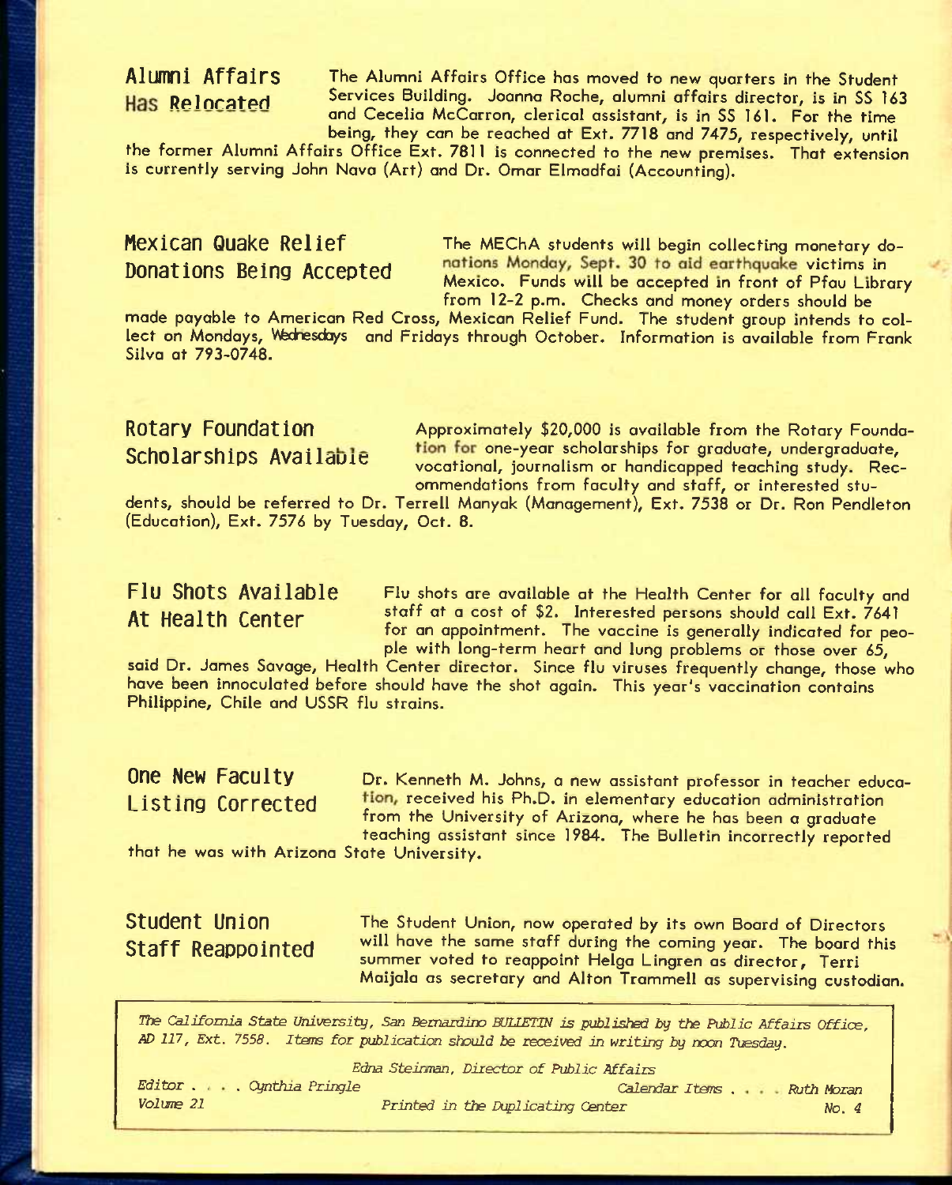## Alumni Affairs Has Relocated

The Alumni Affairs Office has moved to new quarters in the Student Services Building. Joanna Roche, alumni affairs director, is in SS 163 and Cecelia McCarron, clerical assistant, is in SS 161. For the time being, they can be reached at Ext. 7718 and 7475, respectively, until the former Alumni Affairs Office Ext. 7811 is connected to the new premises. That extension is currently serving John Nava (Art) and Dr. Omar Elmadfai (Accounting).

## Mexican Quake Relief Donations Being Accepted

The MEChA students will begin collecting monetary donations Monday, Sept. 30 to aid earthquake victims in Mexico. Funds will be accepted in front of Pfau Library from 12-2 p.m. Checks and money orders should be made payable to American Red Cross, Mexican Relief Fund. The student group intends to collect on Mondays, Wednesdays and Fridays through October. Information is available from Frank Silva at 793-0748.

## Rotary Foundation Scholarships Available

Approximately $20,000 is available from the Rotary Foundation for one-year scholarships for graduate, undergraduate, vocational, journalism or handicapped teaching study. Recommendations from faculty and staff, or interested students, should be referred to Dr. Terrell Manyak (Management), Ext. 7538 or Dr. Ron Pendleton (Education), Ext. 7576 by Tuesday, Oct. 8.

## Flu Shots Available At Health Center

Flu shots are available at the Health Center for all faculty and staff at a cost of $2. Interested persons should call Ext. 7641 for an appointment. The vaccine is generally indicated for people with long-term heart and lung problems or those over 65, said Dr. James Savage, Health Center director. Since flu viruses frequently change, those who have been innoculated before should have the shot again. This year's vaccination contains Philippine, Chile and USSR flu strains.

## One New Faculty Listing Corrected

Dr. Kenneth M. Johns, a new assistant professor in teacher education, received his Ph.D. in elementary education administration from the University of Arizona, where he has been a graduate teaching assistant since 1984. The Bulletin incorrectly reported that he was with Arizona State University.

## Student Union Staff Reappointed

The Student Union, now operated by its own Board of Directors will have the same staff during the coming year. The board this summer voted to reappoint Helga Lingren as director, Terri Maijala as secretary and Alton Trammell as supervising custodian.

---

*The California State University, San Bernardino BULLETIN is published by the Public Affairs Office, AD 117, Ext. 7558. Items for publication should be received in writing by noon Tuesday.*

*Edna Steinman, Director of Public Affairs*

*Editor . . . Cynthia Pringle* — *Calendar Items . . . Ruth Moran*

*Volume 21* — *Printed in the Duplicating Center* — *No. 4*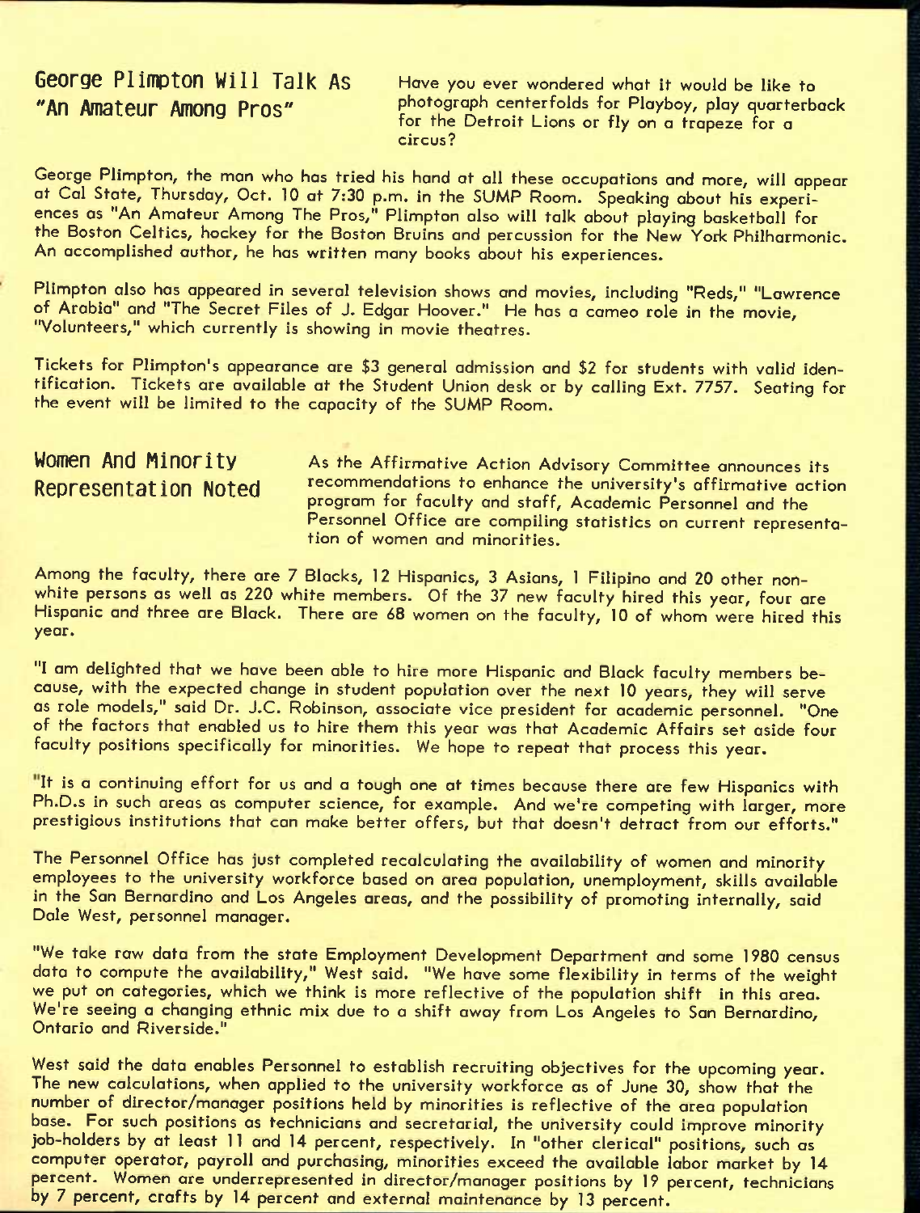## George Plimpton Will Talk As "An Amateur Among Pros"

Have you ever wondered what it would be like to photograph centerfolds for Playboy, play quarterback for the Detroit Lions or fly on a trapeze for a circus?

George Plimpton, the man who has tried his hand at all these occupations and more, will appear at Cal State, Thursday, Oct. 10 at 7:30 p.m. in the SUMP Room. Speaking about his experiences as "An Amateur Among The Pros," Plimpton also will talk about playing basketball for the Boston Celtics, hockey for the Boston Bruins and percussion for the New York Philharmonic. An accomplished author, he has written many books about his experiences.

Plimpton also has appeared in several television shows and movies, including "Reds," "Lawrence of Arabia" and "The Secret Files of J. Edgar Hoover." He has a cameo role in the movie, "Volunteers," which currently is showing in movie theatres.

Tickets for Plimpton's appearance are $3 general admission and $2 for students with valid identification. Tickets are available at the Student Union desk or by calling Ext. 7757. Seating for the event will be limited to the capacity of the SUMP Room.

## Women And Minority Representation Noted

As the Affirmative Action Advisory Committee announces its recommendations to enhance the university's affirmative action program for faculty and staff, Academic Personnel and the Personnel Office are compiling statistics on current representation of women and minorities.

Among the faculty, there are 7 Blacks, 12 Hispanics, 3 Asians, 1 Filipino and 20 other non-white persons as well as 220 white members. Of the 37 new faculty hired this year, four are Hispanic and three are Black. There are 68 women on the faculty, 10 of whom were hired this year.

"I am delighted that we have been able to hire more Hispanic and Black faculty members because, with the expected change in student population over the next 10 years, they will serve as role models," said Dr. J.C. Robinson, associate vice president for academic personnel. "One of the factors that enabled us to hire them this year was that Academic Affairs set aside four faculty positions specifically for minorities. We hope to repeat that process this year.

"It is a continuing effort for us and a tough one at times because there are few Hispanics with Ph.D.s in such areas as computer science, for example. And we're competing with larger, more prestigious institutions that can make better offers, but that doesn't detract from our efforts."

The Personnel Office has just completed recalculating the availability of women and minority employees to the university workforce based on area population, unemployment, skills available in the San Bernardino and Los Angeles areas, and the possibility of promoting internally, said Dale West, personnel manager.

"We take raw data from the state Employment Development Department and some 1980 census data to compute the availability," West said. "We have some flexibility in terms of the weight we put on categories, which we think is more reflective of the population shift in this area. We're seeing a changing ethnic mix due to a shift away from Los Angeles to San Bernardino, Ontario and Riverside."

West said the data enables Personnel to establish recruiting objectives for the upcoming year. The new calculations, when applied to the university workforce as of June 30, show that the number of director/manager positions held by minorities is reflective of the area population base. For such positions as technicians and secretarial, the university could improve minority job-holders by at least 11 and 14 percent, respectively. In "other clerical" positions, such as computer operator, payroll and purchasing, minorities exceed the available labor market by 14 percent. Women are underrepresented in director/manager positions by 19 percent, technicians by 7 percent, crafts by 14 percent and external maintenance by 13 percent.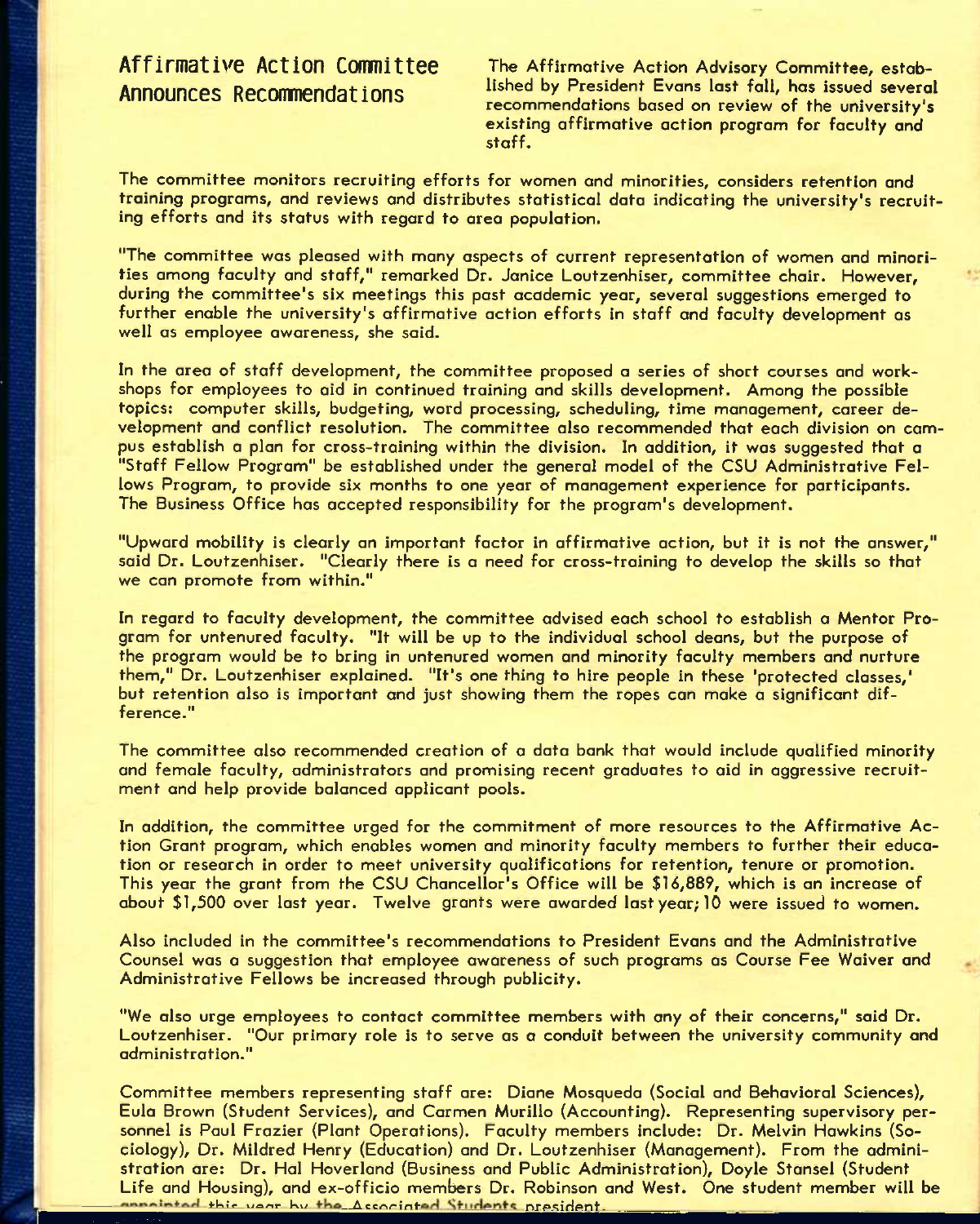## Affirmative Action Committee Announces Recommendations

The Affirmative Action Advisory Committee, established by President Evans last fall, has issued several recommendations based on review of the university's existing affirmative action program for faculty and staff.

The committee monitors recruiting efforts for women and minorities, considers retention and training programs, and reviews and distributes statistical data indicating the university's recruiting efforts and its status with regard to area population.

"The committee was pleased with many aspects of current representation of women and minorities among faculty and staff," remarked Dr. Janice Loutzenhiser, committee chair. However, during the committee's six meetings this past academic year, several suggestions emerged to further enable the university's affirmative action efforts in staff and faculty development as well as employee awareness, she said.

In the area of staff development, the committee proposed a series of short courses and workshops for employees to aid in continued training and skills development. Among the possible topics: computer skills, budgeting, word processing, scheduling, time management, career development and conflict resolution. The committee also recommended that each division on campus establish a plan for cross-training within the division. In addition, it was suggested that a "Staff Fellow Program" be established under the general model of the CSU Administrative Fellows Program, to provide six months to one year of management experience for participants. The Business Office has accepted responsibility for the program's development.

"Upward mobility is clearly an important factor in affirmative action, but it is not the answer," said Dr. Loutzenhiser. "Clearly there is a need for cross-training to develop the skills so that we can promote from within."

In regard to faculty development, the committee advised each school to establish a Mentor Program for untenured faculty. "It will be up to the individual school deans, but the purpose of the program would be to bring in untenured women and minority faculty members and nurture them," Dr. Loutzenhiser explained. "It's one thing to hire people in these 'protected classes,' but retention also is important and just showing them the ropes can make a significant difference."

The committee also recommended creation of a data bank that would include qualified minority and female faculty, administrators and promising recent graduates to aid in aggressive recruitment and help provide balanced applicant pools.

In addition, the committee urged for the commitment of more resources to the Affirmative Action Grant program, which enables women and minority faculty members to further their education or research in order to meet university qualifications for retention, tenure or promotion. This year the grant from the CSU Chancellor's Office will be $16,889, which is an increase of about $1,500 over last year. Twelve grants were awarded last year; 10 were issued to women.

Also included in the committee's recommendations to President Evans and the Administrative Counsel was a suggestion that employee awareness of such programs as Course Fee Waiver and Administrative Fellows be increased through publicity.

"We also urge employees to contact committee members with any of their concerns," said Dr. Loutzenhiser. "Our primary role is to serve as a conduit between the university community and administration."

Committee members representing staff are: Diane Mosqueda (Social and Behavioral Sciences), Eula Brown (Student Services), and Carmen Murillo (Accounting). Representing supervisory personnel is Paul Frazier (Plant Operations). Faculty members include: Dr. Melvin Hawkins (Sociology), Dr. Mildred Henry (Education) and Dr. Loutzenhiser (Management). From the administration are: Dr. Hal Hoverland (Business and Public Administration), Doyle Stansel (Student Life and Housing), and ex-officio members Dr. Robinson and West. One student member will be appointed this year by the Associated Students president.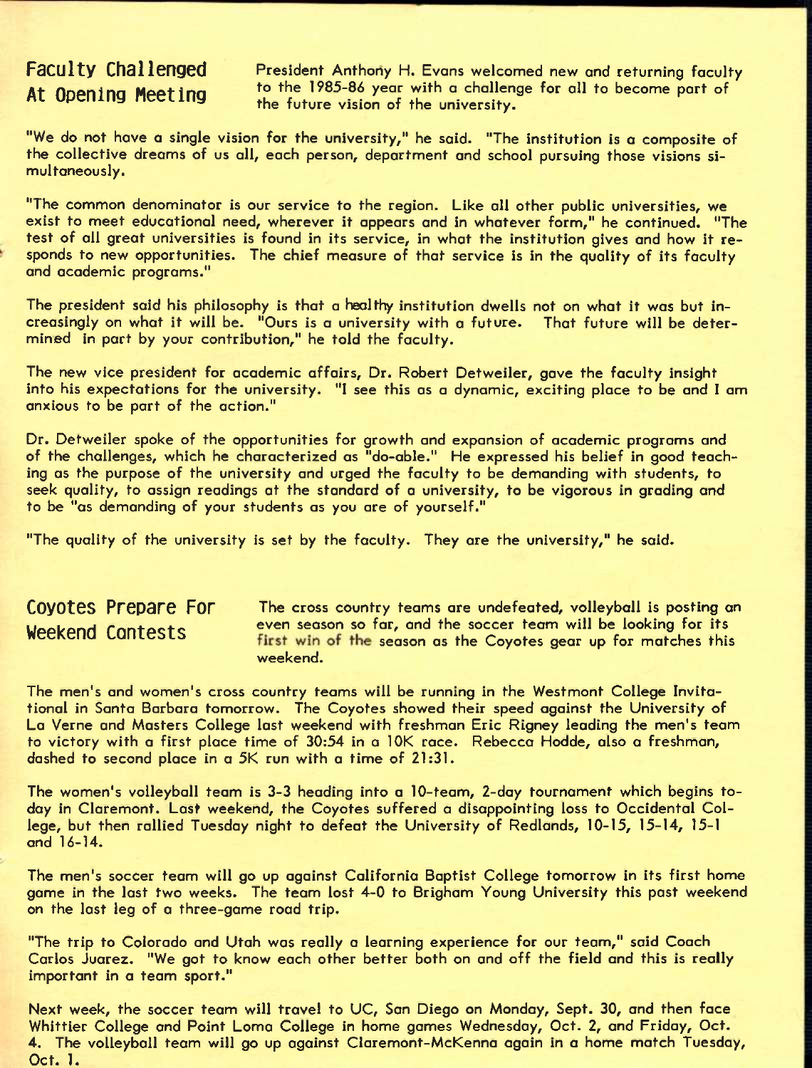## Faculty Challenged At Opening Meeting

President Anthony H. Evans welcomed new and returning faculty to the 1985-86 year with a challenge for all to become part of the future vision of the university.

"We do not have a single vision for the university," he said. "The institution is a composite of the collective dreams of us all, each person, department and school pursuing those visions simultaneously.

"The common denominator is our service to the region. Like all other public universities, we exist to meet educational need, wherever it appears and in whatever form," he continued. "The test of all great universities is found in its service, in what the institution gives and how it responds to new opportunities. The chief measure of that service is in the quality of its faculty and academic programs."

The president said his philosophy is that a healthy institution dwells not on what it was but increasingly on what it will be. "Ours is a university with a future. That future will be determined in part by your contribution," he told the faculty.

The new vice president for academic affairs, Dr. Robert Detweiler, gave the faculty insight into his expectations for the university. "I see this as a dynamic, exciting place to be and I am anxious to be part of the action."

Dr. Detweiler spoke of the opportunities for growth and expansion of academic programs and of the challenges, which he characterized as "do-able." He expressed his belief in good teaching as the purpose of the university and urged the faculty to be demanding with students, to seek quality, to assign readings at the standard of a university, to be vigorous in grading and to be "as demanding of your students as you are of yourself."

"The quality of the university is set by the faculty. They are the university," he said.

## Coyotes Prepare For Weekend Contests

The cross country teams are undefeated, volleyball is posting an even season so far, and the soccer team will be looking for its first win of the season as the Coyotes gear up for matches this weekend.

The men's and women's cross country teams will be running in the Westmont College Invitational in Santa Barbara tomorrow. The Coyotes showed their speed against the University of La Verne and Masters College last weekend with freshman Eric Rigney leading the men's team to victory with a first place time of 30:54 in a 10K race. Rebecca Hodde, also a freshman, dashed to second place in a 5K run with a time of 21:31.

The women's volleyball team is 3-3 heading into a 10-team, 2-day tournament which begins today in Claremont. Last weekend, the Coyotes suffered a disappointing loss to Occidental College, but then rallied Tuesday night to defeat the University of Redlands, 10-15, 15-14, 15-1 and 16-14.

The men's soccer team will go up against California Baptist College tomorrow in its first home game in the last two weeks. The team lost 4-0 to Brigham Young University this past weekend on the last leg of a three-game road trip.

"The trip to Colorado and Utah was really a learning experience for our team," said Coach Carlos Juarez. "We got to know each other better both on and off the field and this is really important in a team sport."

Next week, the soccer team will travel to UC, San Diego on Monday, Sept. 30, and then face Whittier College and Point Loma College in home games Wednesday, Oct. 2, and Friday, Oct. 4. The volleyball team will go up against Claremont-McKenna again in a home match Tuesday, Oct. 1.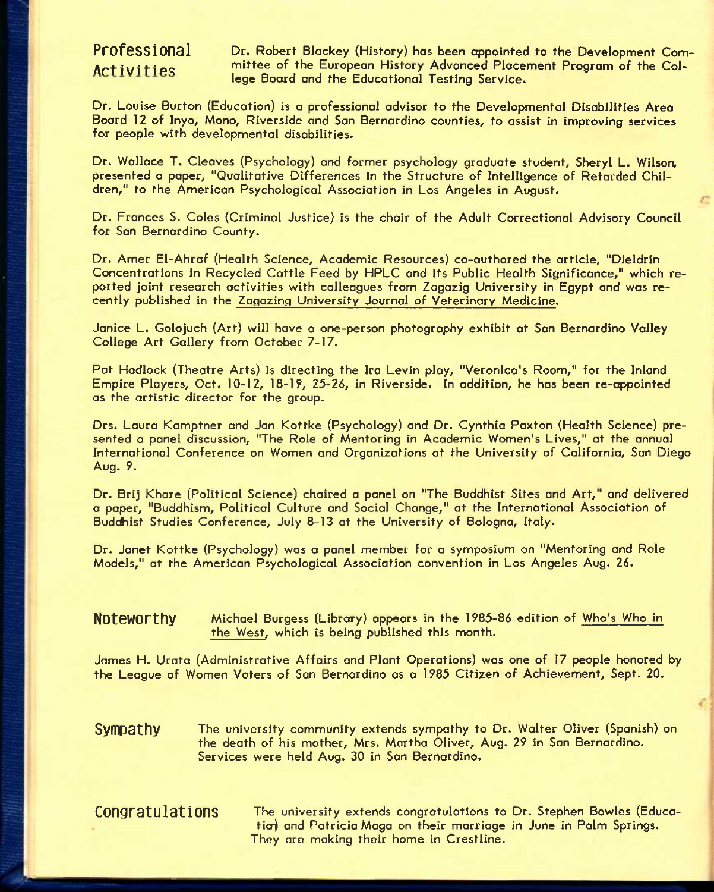## Professional Activities

Dr. Robert Blackey (History) has been appointed to the Development Committee of the European History Advanced Placement Program of the College Board and the Educational Testing Service.

Dr. Louise Burton (Education) is a professional advisor to the Developmental Disabilities Area Board 12 of Inyo, Mono, Riverside and San Bernardino counties, to assist in improving services for people with developmental disabilities.

Dr. Wallace T. Cleaves (Psychology) and former psychology graduate student, Sheryl L. Wilson, presented a paper, "Qualitative Differences in the Structure of Intelligence of Retarded Children," to the American Psychological Association in Los Angeles in August.

Dr. Frances S. Coles (Criminal Justice) is the chair of the Adult Correctional Advisory Council for San Bernardino County.

Dr. Amer El-Ahraf (Health Science, Academic Resources) co-authored the article, "Dieldrin Concentrations in Recycled Cattle Feed by HPLC and its Public Health Significance," which reported joint research activities with colleagues from Zagazig University in Egypt and was recently published in the Zagazing University Journal of Veterinary Medicine.

Janice L. Golojuch (Art) will have a one-person photography exhibit at San Bernardino Valley College Art Gallery from October 7-17.

Pat Hadlock (Theatre Arts) is directing the Ira Levin play, "Veronica's Room," for the Inland Empire Players, Oct. 10-12, 18-19, 25-26, in Riverside. In addition, he has been re-appointed as the artistic director for the group.

Drs. Laura Kamptner and Jan Kottke (Psychology) and Dr. Cynthia Paxton (Health Science) presented a panel discussion, "The Role of Mentoring in Academic Women's Lives," at the annual International Conference on Women and Organizations at the University of California, San Diego Aug. 9.

Dr. Brij Khare (Political Science) chaired a panel on "The Buddhist Sites and Art," and delivered a paper, "Buddhism, Political Culture and Social Change," at the International Association of Buddhist Studies Conference, July 8-13 at the University of Bologna, Italy.

Dr. Janet Kottke (Psychology) was a panel member for a symposium on "Mentoring and Role Models," at the American Psychological Association convention in Los Angeles Aug. 26.

## Noteworthy

Michael Burgess (Library) appears in the 1985-86 edition of Who's Who in the West, which is being published this month.

James H. Urata (Administrative Affairs and Plant Operations) was one of 17 people honored by the League of Women Voters of San Bernardino as a 1985 Citizen of Achievement, Sept. 20.

## Sympathy

The university community extends sympathy to Dr. Walter Oliver (Spanish) on the death of his mother, Mrs. Martha Oliver, Aug. 29 in San Bernardino. Services were held Aug. 30 in San Bernardino.

## Congratulations

The university extends congratulations to Dr. Stephen Bowles (Education) and Patricia Maga on their marriage in June in Palm Springs. They are making their home in Crestline.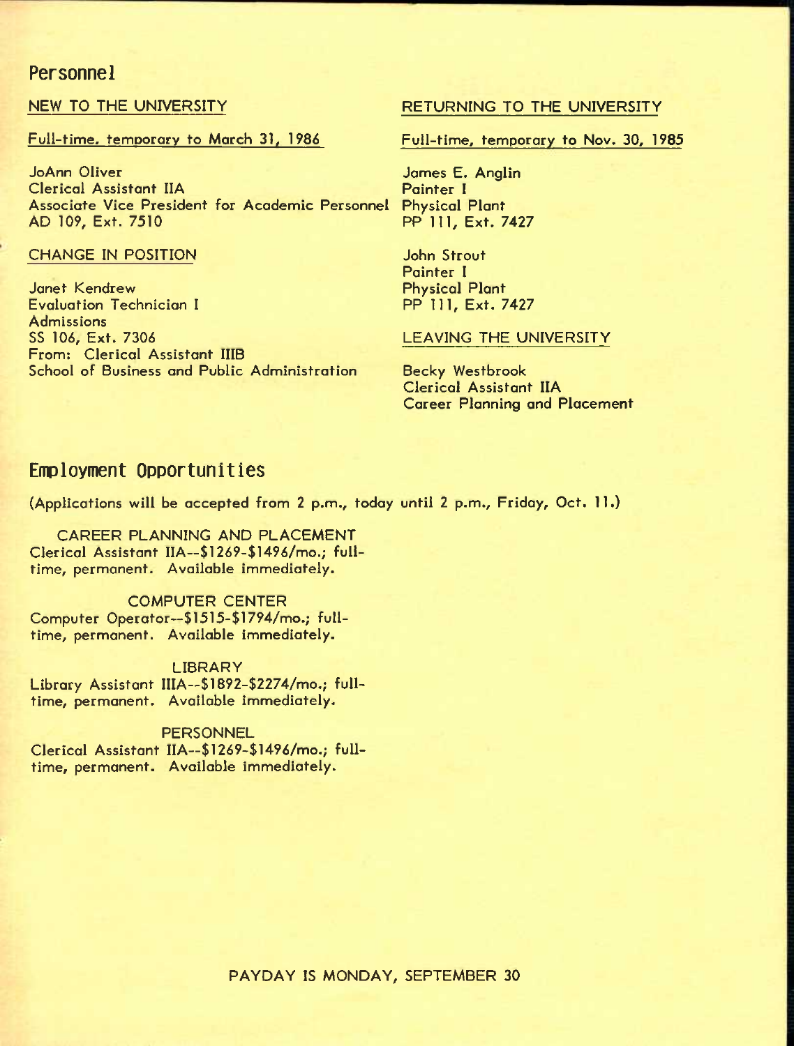## Personnel

### NEW TO THE UNIVERSITY

Full-time, temporary to March 31, 1986

JoAnn Oliver
Clerical Assistant IIA
Associate Vice President for Academic Personnel
AD 109, Ext. 7510

### CHANGE IN POSITION

Janet Kendrew
Evaluation Technician I
Admissions
SS 106, Ext. 7306
From: Clerical Assistant IIIB
School of Business and Public Administration

### RETURNING TO THE UNIVERSITY

Full-time, temporary to Nov. 30, 1985

James E. Anglin
Painter I
Physical Plant
PP 111, Ext. 7427

John Strout
Painter I
Physical Plant
PP 111, Ext. 7427

### LEAVING THE UNIVERSITY

Becky Westbrook
Clerical Assistant IIA
Career Planning and Placement

## Employment Opportunities

(Applications will be accepted from 2 p.m., today until 2 p.m., Friday, Oct. 11.)

CAREER PLANNING AND PLACEMENT
Clerical Assistant IIA--$1269-$1496/mo.; full-time, permanent. Available immediately.

COMPUTER CENTER
Computer Operator--$1515-$1794/mo.; full-time, permanent. Available immediately.

LIBRARY
Library Assistant IIIA--$1892-$2274/mo.; full-time, permanent. Available immediately.

PERSONNEL
Clerical Assistant IIA--$1269-$1496/mo.; full-time, permanent. Available immediately.

PAYDAY IS MONDAY, SEPTEMBER 30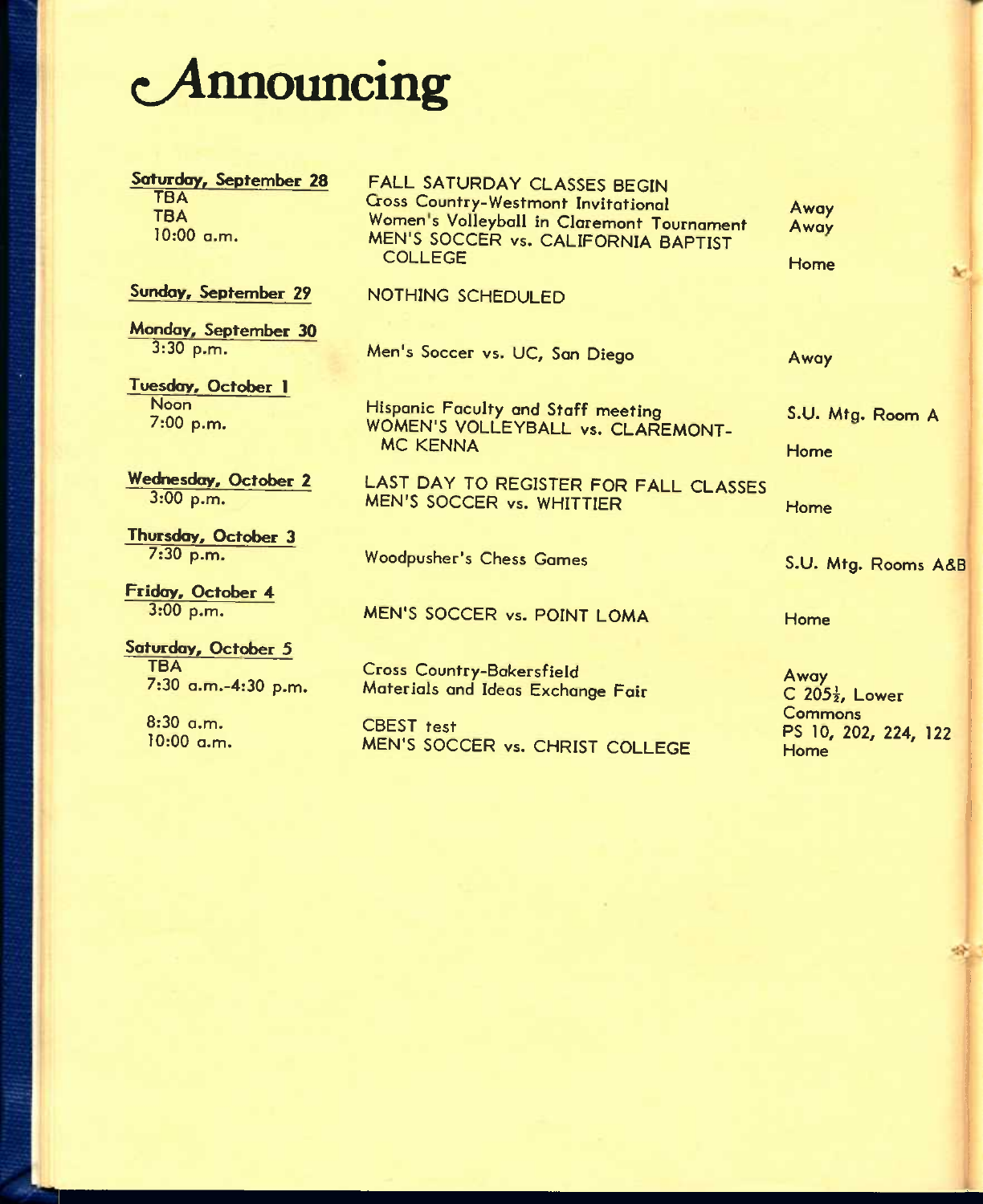# Announcing

| | | |
|---|---|---|
| **Saturday, September 28** | FALL SATURDAY CLASSES BEGIN | |
| TBA | Cross Country-Westmont Invitational | Away |
| TBA | Women's Volleyball in Claremont Tournament | Away |
| 10:00 a.m. | MEN'S SOCCER vs. CALIFORNIA BAPTIST COLLEGE | Home |
| **Sunday, September 29** | NOTHING SCHEDULED | |
| **Monday, September 30** | | |
| 3:30 p.m. | Men's Soccer vs. UC, San Diego | Away |
| **Tuesday, October 1** | | |
| Noon | Hispanic Faculty and Staff meeting | S.U. Mtg. Room A |
| 7:00 p.m. | WOMEN'S VOLLEYBALL vs. CLAREMONT-MC KENNA | Home |
| **Wednesday, October 2** | LAST DAY TO REGISTER FOR FALL CLASSES | |
| 3:00 p.m. | MEN'S SOCCER vs. WHITTIER | Home |
| **Thursday, October 3** | | |
| 7:30 p.m. | Woodpusher's Chess Games | S.U. Mtg. Rooms A&B |
| **Friday, October 4** | | |
| 3:00 p.m. | MEN'S SOCCER vs. POINT LOMA | Home |
| **Saturday, October 5** | | |
| TBA | Cross Country-Bakersfield | Away |
| 7:30 a.m.-4:30 p.m. | Materials and Ideas Exchange Fair | C 205½, Lower Commons |
| 8:30 a.m. | CBEST test | PS 10, 202, 224, 122 |
| 10:00 a.m. | MEN'S SOCCER vs. CHRIST COLLEGE | Home |